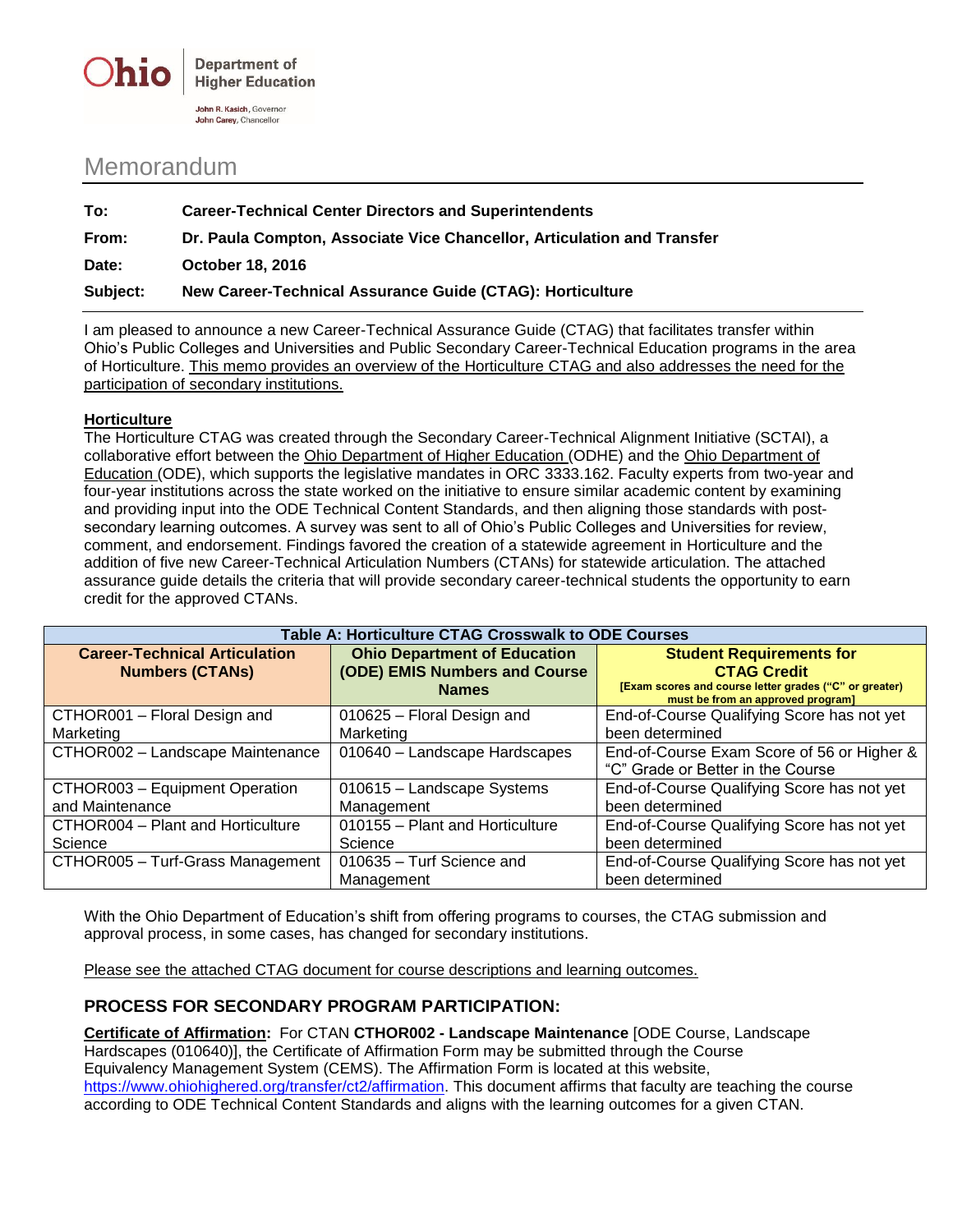**Ohio** | Department of Higher Education

John R. Kasich, Governor
John Carey, Chancellor

# Memorandum

**To:** **Career-Technical Center Directors and Superintendents**

**From:** **Dr. Paula Compton, Associate Vice Chancellor, Articulation and Transfer**

**Date:** **October 18, 2016**

**Subject:** **New Career-Technical Assurance Guide (CTAG): Horticulture**

I am pleased to announce a new Career-Technical Assurance Guide (CTAG) that facilitates transfer within Ohio's Public Colleges and Universities and Public Secondary Career-Technical Education programs in the area of Horticulture. This memo provides an overview of the Horticulture CTAG and also addresses the need for the participation of secondary institutions.

**Horticulture**

The Horticulture CTAG was created through the Secondary Career-Technical Alignment Initiative (SCTAI), a collaborative effort between the Ohio Department of Higher Education (ODHE) and the Ohio Department of Education (ODE), which supports the legislative mandates in ORC 3333.162. Faculty experts from two-year and four-year institutions across the state worked on the initiative to ensure similar academic content by examining and providing input into the ODE Technical Content Standards, and then aligning those standards with post-secondary learning outcomes. A survey was sent to all of Ohio's Public Colleges and Universities for review, comment, and endorsement. Findings favored the creation of a statewide agreement in Horticulture and the addition of five new Career-Technical Articulation Numbers (CTANs) for statewide articulation. The attached assurance guide details the criteria that will provide secondary career-technical students the opportunity to earn credit for the approved CTANs.

| Table A: Horticulture CTAG Crosswalk to ODE Courses | | |
|---|---|---|
| **Career-Technical Articulation Numbers (CTANs)** | **Ohio Department of Education (ODE) EMIS Numbers and Course Names** | **Student Requirements for CTAG Credit** **[Exam scores and course letter grades ("C" or greater) must be from an approved program]** |
| CTHOR001 – Floral Design and Marketing | 010625 – Floral Design and Marketing | End-of-Course Qualifying Score has not yet been determined |
| CTHOR002 – Landscape Maintenance | 010640 – Landscape Hardscapes | End-of-Course Exam Score of 56 or Higher & "C" Grade or Better in the Course |
| CTHOR003 – Equipment Operation and Maintenance | 010615 – Landscape Systems Management | End-of-Course Qualifying Score has not yet been determined |
| CTHOR004 – Plant and Horticulture Science | 010155 – Plant and Horticulture Science | End-of-Course Qualifying Score has not yet been determined |
| CTHOR005 – Turf-Grass Management | 010635 – Turf Science and Management | End-of-Course Qualifying Score has not yet been determined |

With the Ohio Department of Education's shift from offering programs to courses, the CTAG submission and approval process, in some cases, has changed for secondary institutions.

Please see the attached CTAG document for course descriptions and learning outcomes.

## PROCESS FOR SECONDARY PROGRAM PARTICIPATION:

**Certificate of Affirmation:** For CTAN **CTHOR002 - Landscape Maintenance** [ODE Course, Landscape Hardscapes (010640)], the Certificate of Affirmation Form may be submitted through the Course Equivalency Management System (CEMS). The Affirmation Form is located at this website, https://www.ohiohighered.org/transfer/ct2/affirmation. This document affirms that faculty are teaching the course according to ODE Technical Content Standards and aligns with the learning outcomes for a given CTAN.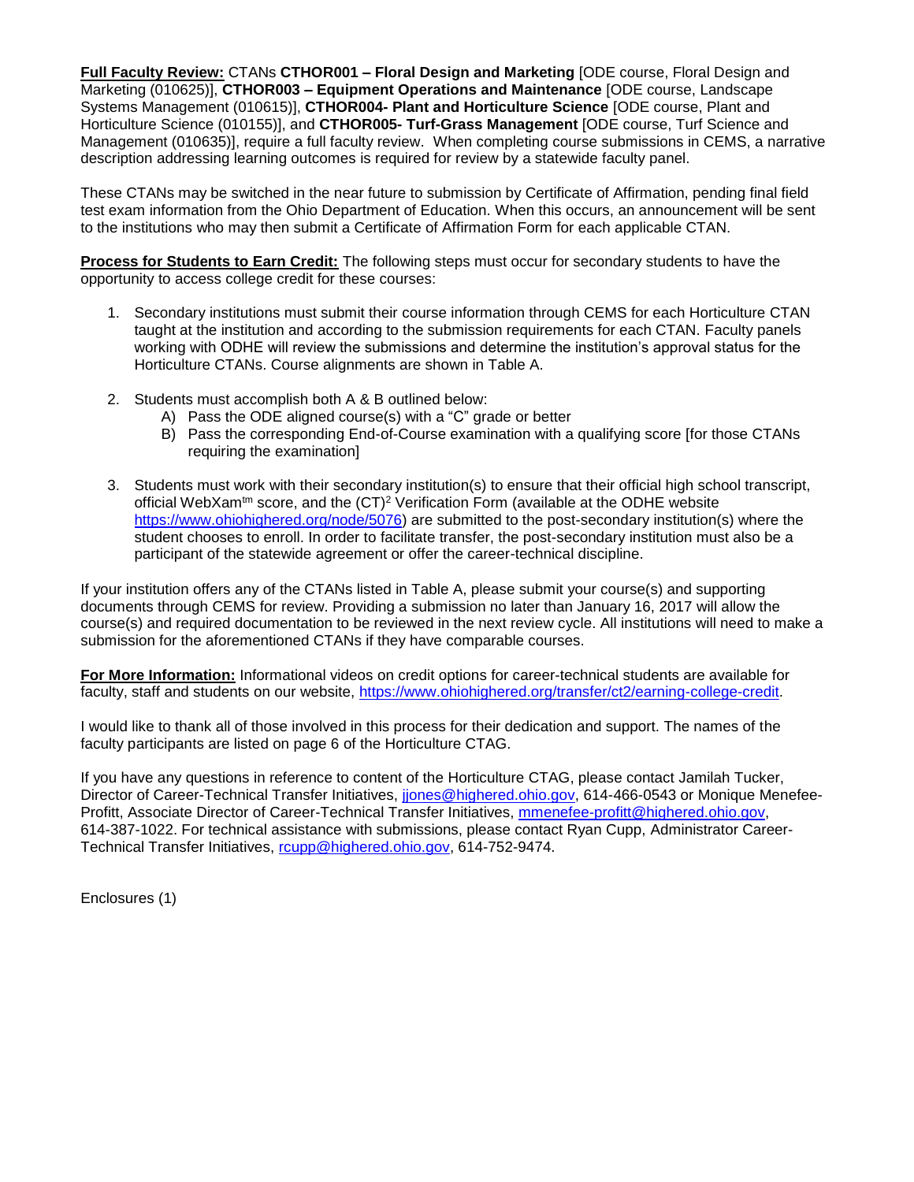**Full Faculty Review:** CTANs **CTHOR001 – Floral Design and Marketing** [ODE course, Floral Design and Marketing (010625)], **CTHOR003 – Equipment Operations and Maintenance** [ODE course, Landscape Systems Management (010615)], **CTHOR004- Plant and Horticulture Science** [ODE course, Plant and Horticulture Science (010155)], and **CTHOR005- Turf-Grass Management** [ODE course, Turf Science and Management (010635)], require a full faculty review. When completing course submissions in CEMS, a narrative description addressing learning outcomes is required for review by a statewide faculty panel.

These CTANs may be switched in the near future to submission by Certificate of Affirmation, pending final field test exam information from the Ohio Department of Education. When this occurs, an announcement will be sent to the institutions who may then submit a Certificate of Affirmation Form for each applicable CTAN.

**Process for Students to Earn Credit:** The following steps must occur for secondary students to have the opportunity to access college credit for these courses:

1. Secondary institutions must submit their course information through CEMS for each Horticulture CTAN taught at the institution and according to the submission requirements for each CTAN. Faculty panels working with ODHE will review the submissions and determine the institution's approval status for the Horticulture CTANs. Course alignments are shown in Table A.

2. Students must accomplish both A & B outlined below:
   A) Pass the ODE aligned course(s) with a "C" grade or better
   B) Pass the corresponding End-of-Course examination with a qualifying score [for those CTANs requiring the examination]

3. Students must work with their secondary institution(s) to ensure that their official high school transcript, official WebXam™ score, and the (CT)² Verification Form (available at the ODHE website https://www.ohiohighered.org/node/5076) are submitted to the post-secondary institution(s) where the student chooses to enroll. In order to facilitate transfer, the post-secondary institution must also be a participant of the statewide agreement or offer the career-technical discipline.

If your institution offers any of the CTANs listed in Table A, please submit your course(s) and supporting documents through CEMS for review. Providing a submission no later than January 16, 2017 will allow the course(s) and required documentation to be reviewed in the next review cycle. All institutions will need to make a submission for the aforementioned CTANs if they have comparable courses.

**For More Information:** Informational videos on credit options for career-technical students are available for faculty, staff and students on our website, https://www.ohiohighered.org/transfer/ct2/earning-college-credit.

I would like to thank all of those involved in this process for their dedication and support. The names of the faculty participants are listed on page 6 of the Horticulture CTAG.

If you have any questions in reference to content of the Horticulture CTAG, please contact Jamilah Tucker, Director of Career-Technical Transfer Initiatives, jjones@highered.ohio.gov, 614-466-0543 or Monique Menefee-Profitt, Associate Director of Career-Technical Transfer Initiatives, mmenefee-profitt@highered.ohio.gov, 614-387-1022. For technical assistance with submissions, please contact Ryan Cupp, Administrator Career-Technical Transfer Initiatives, rcupp@highered.ohio.gov, 614-752-9474.

Enclosures (1)